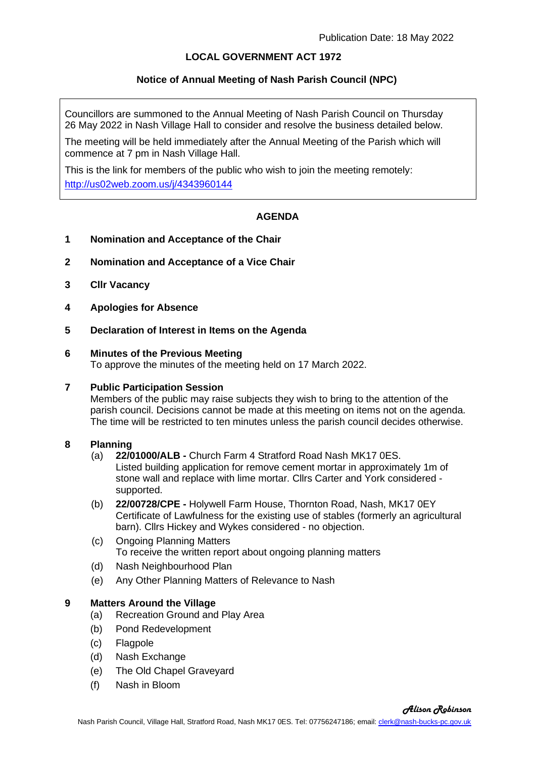Publication Date: 18 May 2022

# LOCAL GOVERNMENT ACT 1972

## Notice of Annual Meeting of Nash Parish Council (NPC)

Councillors are summoned to the Annual Meeting of Nash Parish Council on Thursday 26 May 2022 in Nash Village Hall to consider and resolve the business detailed below.

The meeting will be held immediately after the Annual Meeting of the Parish which will commence at 7 pm in Nash Village Hall.

This is the link for members of the public who wish to join the meeting remotely:
http://us02web.zoom.us/j/4343960144

## AGENDA

**1 Nomination and Acceptance of the Chair**

**2 Nomination and Acceptance of a Vice Chair**

**3 Cllr Vacancy**

**4 Apologies for Absence**

**5 Declaration of Interest in Items on the Agenda**

**6 Minutes of the Previous Meeting**
To approve the minutes of the meeting held on 17 March 2022.

**7 Public Participation Session**
Members of the public may raise subjects they wish to bring to the attention of the parish council. Decisions cannot be made at this meeting on items not on the agenda. The time will be restricted to ten minutes unless the parish council decides otherwise.

**8 Planning**

- (a) **22/01000/ALB -** Church Farm 4 Stratford Road Nash MK17 0ES. Listed building application for remove cement mortar in approximately 1m of stone wall and replace with lime mortar. Cllrs Carter and York considered - supported.
- (b) **22/00728/CPE -** Holywell Farm House, Thornton Road, Nash, MK17 0EY Certificate of Lawfulness for the existing use of stables (formerly an agricultural barn). Cllrs Hickey and Wykes considered - no objection.
- (c) Ongoing Planning Matters
  To receive the written report about ongoing planning matters
- (d) Nash Neighbourhood Plan
- (e) Any Other Planning Matters of Relevance to Nash

**9 Matters Around the Village**

- (a) Recreation Ground and Play Area
- (b) Pond Redevelopment
- (c) Flagpole
- (d) Nash Exchange
- (e) The Old Chapel Graveyard
- (f) Nash in Bloom

*Alison Robinson*

Nash Parish Council, Village Hall, Stratford Road, Nash MK17 0ES. Tel: 07756247186; email: clerk@nash-bucks-pc.gov.uk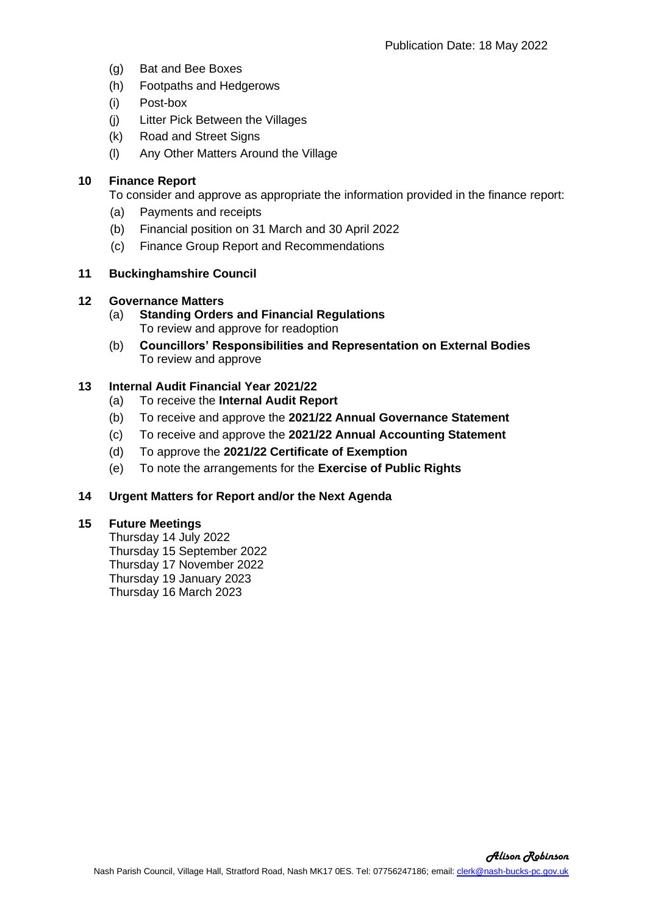Publication Date: 18 May 2022

(g) Bat and Bee Boxes
(h) Footpaths and Hedgerows
(i) Post-box
(j) Litter Pick Between the Villages
(k) Road and Street Signs
(l) Any Other Matters Around the Village

**10 Finance Report**

To consider and approve as appropriate the information provided in the finance report:

(a) Payments and receipts
(b) Financial position on 31 March and 30 April 2022
(c) Finance Group Report and Recommendations

**11 Buckinghamshire Council**

**12 Governance Matters**

(a) **Standing Orders and Financial Regulations**
To review and approve for readoption

(b) **Councillors' Responsibilities and Representation on External Bodies**
To review and approve

**13 Internal Audit Financial Year 2021/22**

(a) To receive the **Internal Audit Report**
(b) To receive and approve the **2021/22 Annual Governance Statement**
(c) To receive and approve the **2021/22 Annual Accounting Statement**
(d) To approve the **2021/22 Certificate of Exemption**
(e) To note the arrangements for the **Exercise of Public Rights**

**14 Urgent Matters for Report and/or the Next Agenda**

**15 Future Meetings**

Thursday 14 July 2022
Thursday 15 September 2022
Thursday 17 November 2022
Thursday 19 January 2023
Thursday 16 March 2023

*Alison Robinson*

Nash Parish Council, Village Hall, Stratford Road, Nash MK17 0ES. Tel: 07756247186; email: clerk@nash-bucks-pc.gov.uk